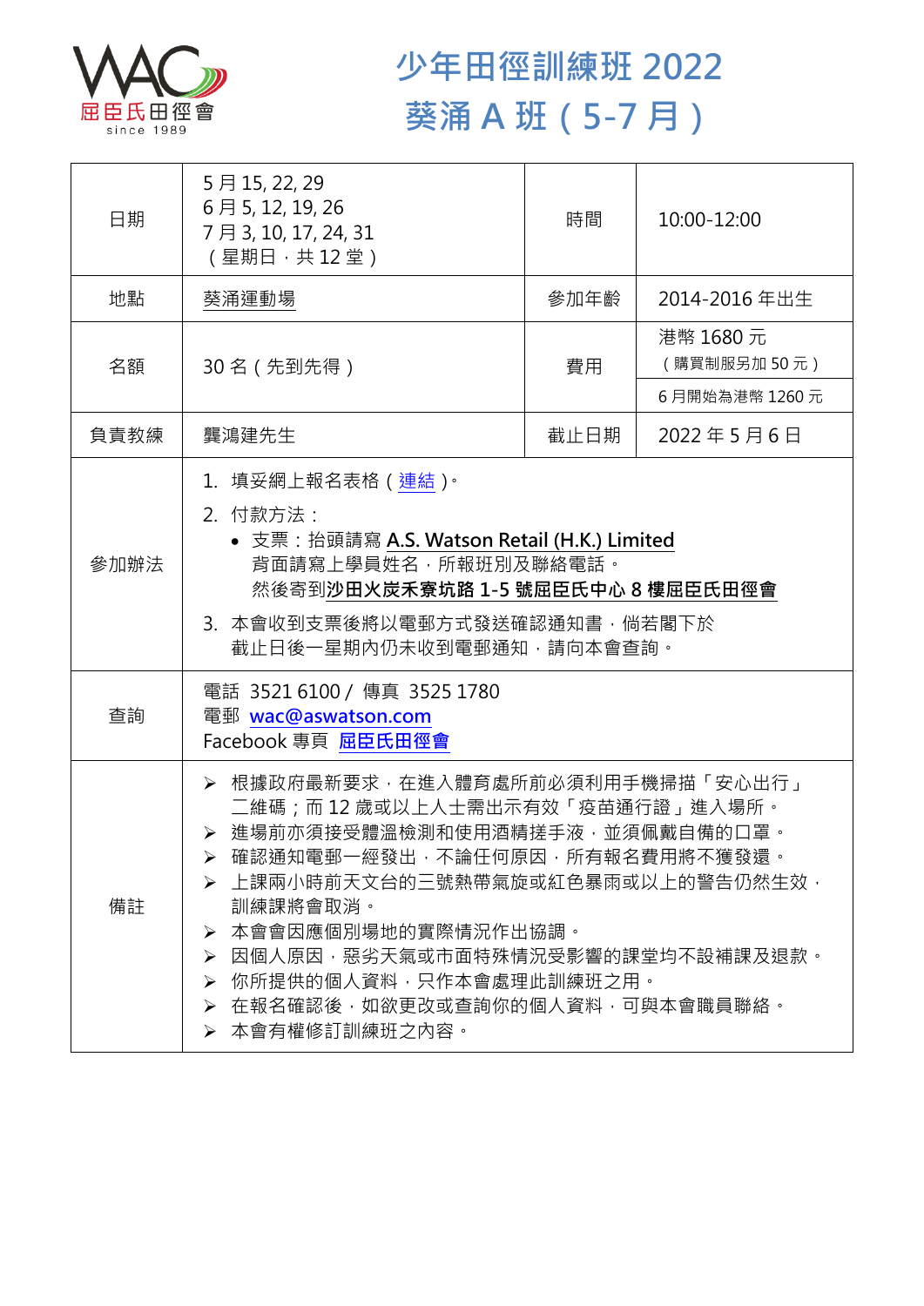# 少年田徑訓練班 2022
# 葵涌 A 班（5-7 月）

| 日期 | 5 月 15, 22, 29<br>6 月 5, 12, 19, 26<br>7 月 3, 10, 17, 24, 31<br>（星期日，共 12 堂） | 時間 | 10:00-12:00 |
|---|---|---|---|
| 地點 | 葵涌運動場 | 參加年齡 | 2014-2016 年出生 |
| 名額 | 30 名（先到先得） | 費用 | 港幣 1680 元<br>（購買制服另加 50 元）<br>6 月開始為港幣 1260 元 |
| 負責教練 | 龔鴻建先生 | 截止日期 | 2022 年 5 月 6 日 |
| 參加辦法 | 1. 填妥網上報名表格（連結）。<br>2. 付款方法：<br>• 支票：抬頭請寫 **A.S. Watson Retail (H.K.) Limited**<br>背面請寫上學員姓名，所報班別及聯絡電話。<br>然後寄到**沙田火炭禾寮坑路 1-5 號屈臣氏中心 8 樓屈臣氏田徑會**<br>3. 本會收到支票後將以電郵方式發送確認通知書，倘若閣下於截止日後一星期內仍未收到電郵通知，請向本會查詢。 | | |
| 查詢 | 電話 3521 6100 / 傳真 3525 1780<br>電郵 wac@aswatson.com<br>Facebook 專頁 屈臣氏田徑會 | | |
| 備註 | ➢ 根據政府最新要求，在進入體育處所前必須利用手機掃描「安心出行」二維碼；而 12 歲或以上人士需出示有效「疫苗通行證」進入場所。<br>➢ 進場前亦須接受體溫檢測和使用酒精搓手液，並須佩戴自備的口罩。<br>➢ 確認通知電郵一經發出，不論任何原因，所有報名費用將不獲發還。<br>➢ 上課兩小時前天文台的三號熱帶氣旋或紅色暴雨或以上的警告仍然生效，訓練課將會取消。<br>➢ 本會會因應個別場地的實際情況作出協調。<br>➢ 因個人原因，惡劣天氣或市面特殊情況受影響的課堂均不設補課及退款。<br>➢ 你所提供的個人資料，只作本會處理此訓練班之用。<br>➢ 在報名確認後，如欲更改或查詢你的個人資料，可與本會職員聯絡。<br>➢ 本會有權修訂訓練班之內容。 | | |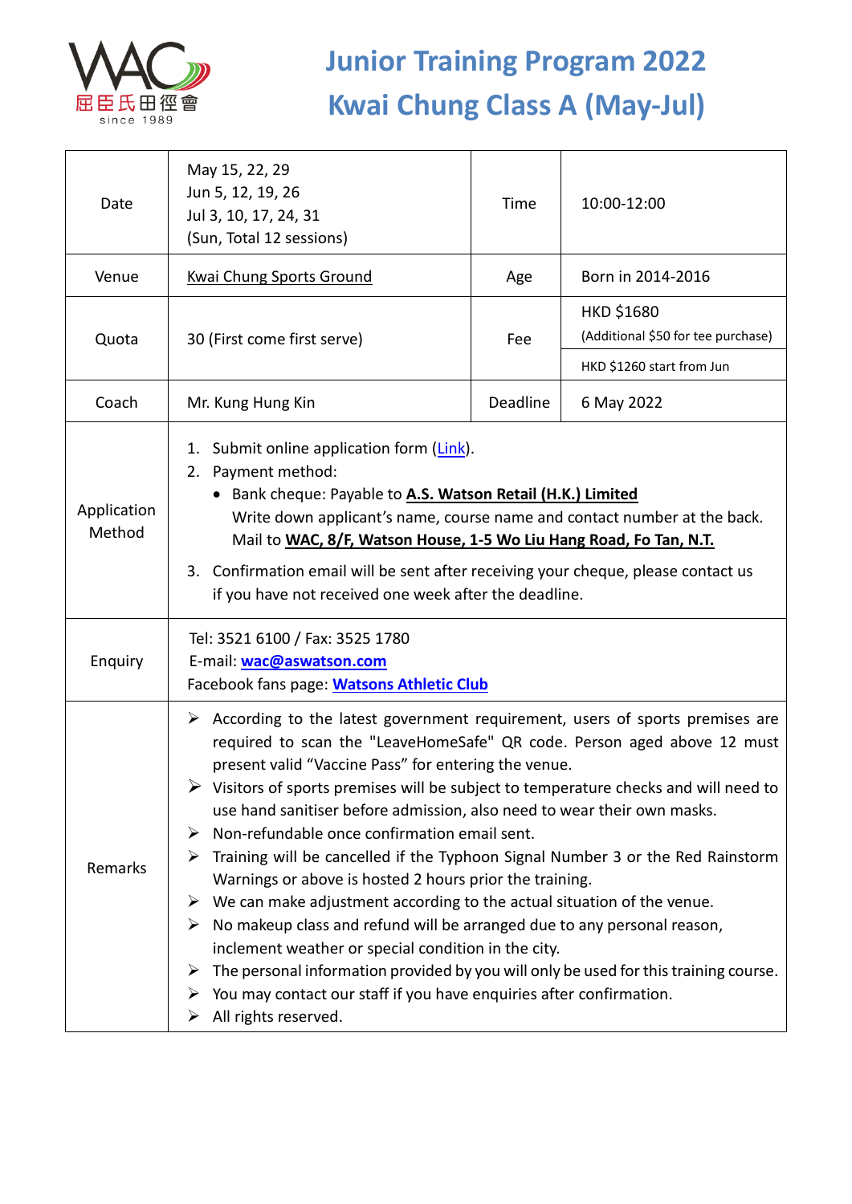# Junior Training Program 2022
# Kwai Chung Class A (May-Jul)

| | | | |
|---|---|---|---|
| Date | May 15, 22, 29<br>Jun 5, 12, 19, 26<br>Jul 3, 10, 17, 24, 31<br>(Sun, Total 12 sessions) | Time | 10:00-12:00 |
| Venue | Kwai Chung Sports Ground | Age | Born in 2014-2016 |
| Quota | 30 (First come first serve) | Fee | HKD $1680<br>(Additional $50 for tee purchase)<br>HKD $1260 start from Jun |
| Coach | Mr. Kung Hung Kin | Deadline | 6 May 2022 |
| Application Method | 1. Submit online application form (Link).<br>2. Payment method:<br>• Bank cheque: Payable to **A.S. Watson Retail (H.K.) Limited**<br>Write down applicant's name, course name and contact number at the back.<br>Mail to **WAC, 8/F, Watson House, 1-5 Wo Liu Hang Road, Fo Tan, N.T.**<br>3. Confirmation email will be sent after receiving your cheque, please contact us if you have not received one week after the deadline. | | |
| Enquiry | Tel: 3521 6100 / Fax: 3525 1780<br>E-mail: **wac@aswatson.com**<br>Facebook fans page: **Watsons Athletic Club** | | |
| Remarks | ➢ According to the latest government requirement, users of sports premises are required to scan the "LeaveHomeSafe" QR code. Person aged above 12 must present valid "Vaccine Pass" for entering the venue.<br>➢ Visitors of sports premises will be subject to temperature checks and will need to use hand sanitiser before admission, also need to wear their own masks.<br>➢ Non-refundable once confirmation email sent.<br>➢ Training will be cancelled if the Typhoon Signal Number 3 or the Red Rainstorm Warnings or above is hosted 2 hours prior the training.<br>➢ We can make adjustment according to the actual situation of the venue.<br>➢ No makeup class and refund will be arranged due to any personal reason, inclement weather or special condition in the city.<br>➢ The personal information provided by you will only be used for this training course.<br>➢ You may contact our staff if you have enquiries after confirmation.<br>➢ All rights reserved. | | |